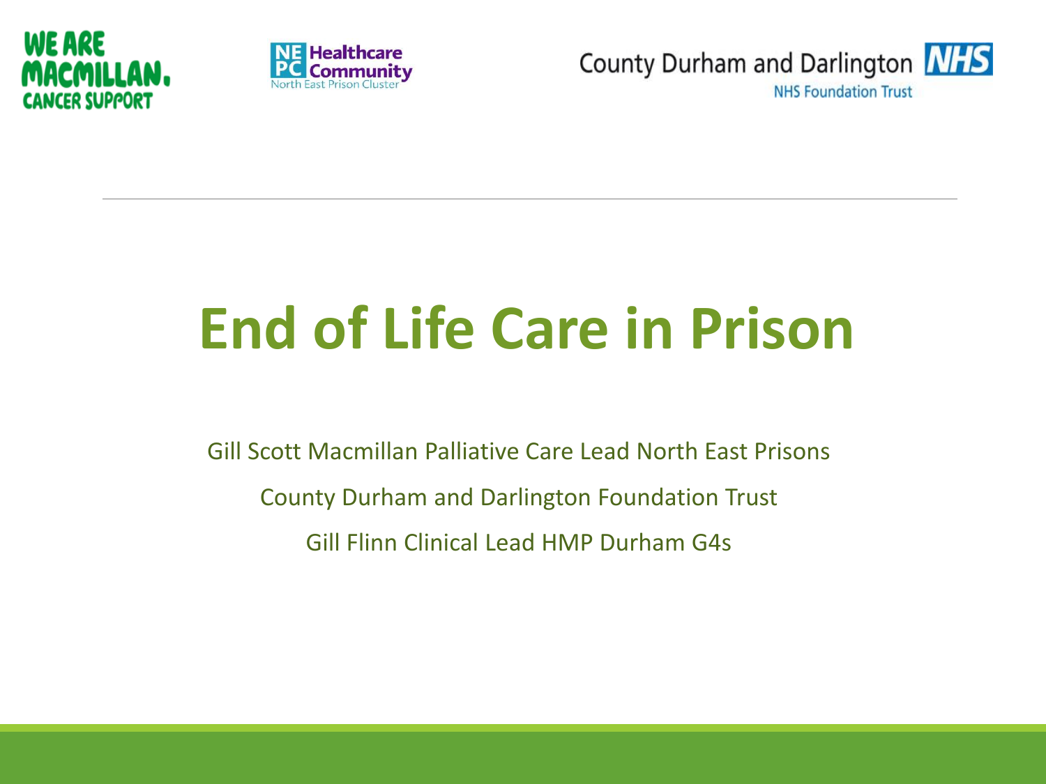WE ARE MACMILLAN. CANCER SUPPORT

NE PC Healthcare Community North East Prison Cluster

County Durham and Darlington NHS Foundation Trust

# End of Life Care in Prison

Gill Scott Macmillan Palliative Care Lead North East Prisons

County Durham and Darlington Foundation Trust

Gill Flinn Clinical Lead HMP Durham G4s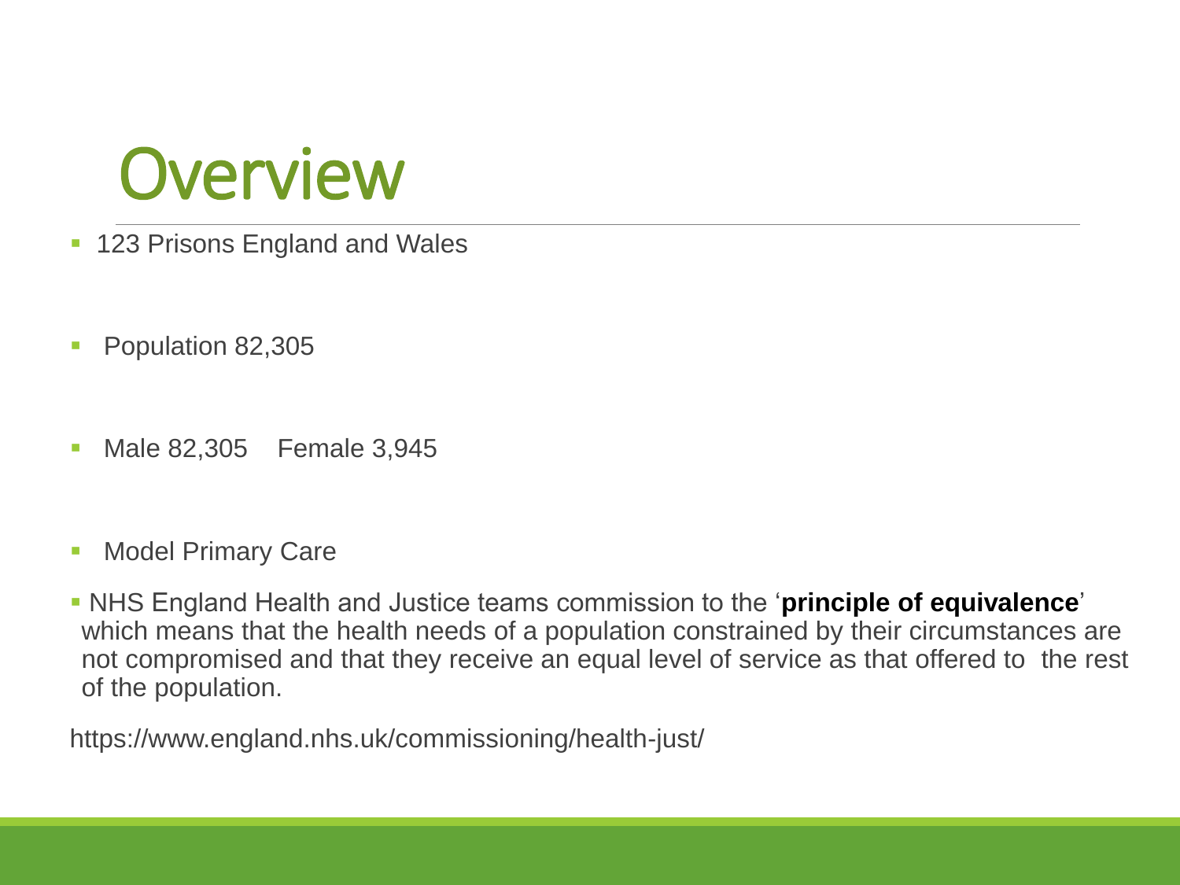# Overview

- 123 Prisons England and Wales
- Population 82,305
- Male 82,305 Female 3,945
- Model Primary Care
- NHS England Health and Justice teams commission to the '**principle of equivalence**' which means that the health needs of a population constrained by their circumstances are not compromised and that they receive an equal level of service as that offered to the rest of the population.

https://www.england.nhs.uk/commissioning/health-just/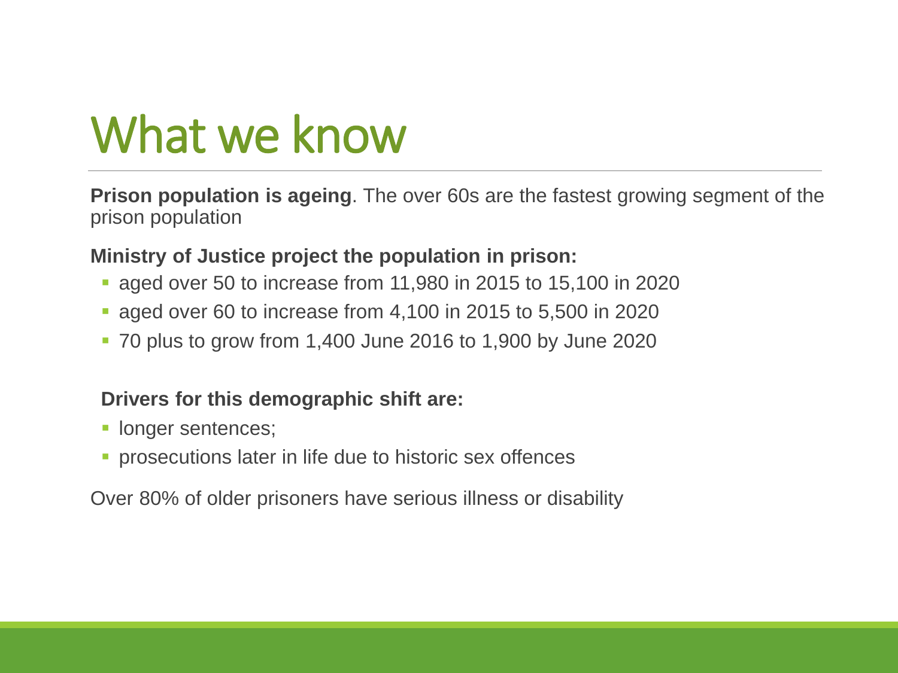# What we know

**Prison population is ageing**. The over 60s are the fastest growing segment of the prison population

**Ministry of Justice project the population in prison:**

- aged over 50 to increase from 11,980 in 2015 to 15,100 in 2020
- aged over 60 to increase from 4,100 in 2015 to 5,500 in 2020
- 70 plus to grow from 1,400 June 2016 to 1,900 by June 2020

**Drivers for this demographic shift are:**

- longer sentences;
- prosecutions later in life due to historic sex offences

Over 80% of older prisoners have serious illness or disability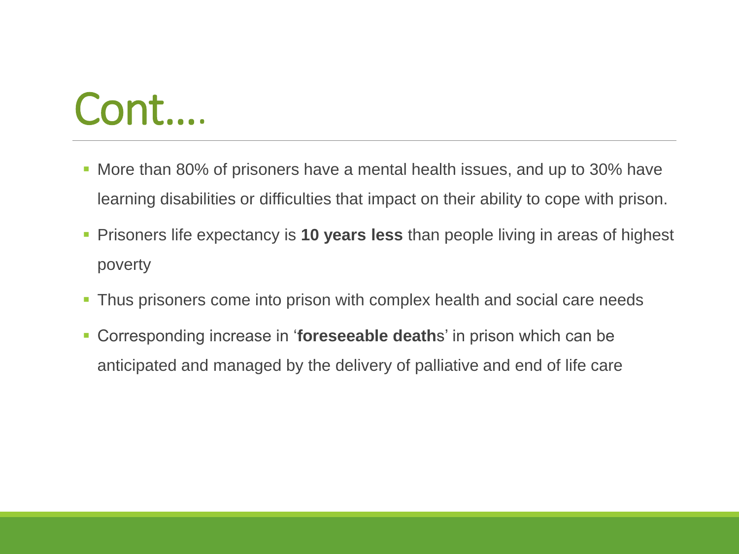# Cont….

- More than 80% of prisoners have a mental health issues, and up to 30% have learning disabilities or difficulties that impact on their ability to cope with prison.
- Prisoners life expectancy is **10 years less** than people living in areas of highest poverty
- Thus prisoners come into prison with complex health and social care needs
- Corresponding increase in '**foreseeable death**s' in prison which can be anticipated and managed by the delivery of palliative and end of life care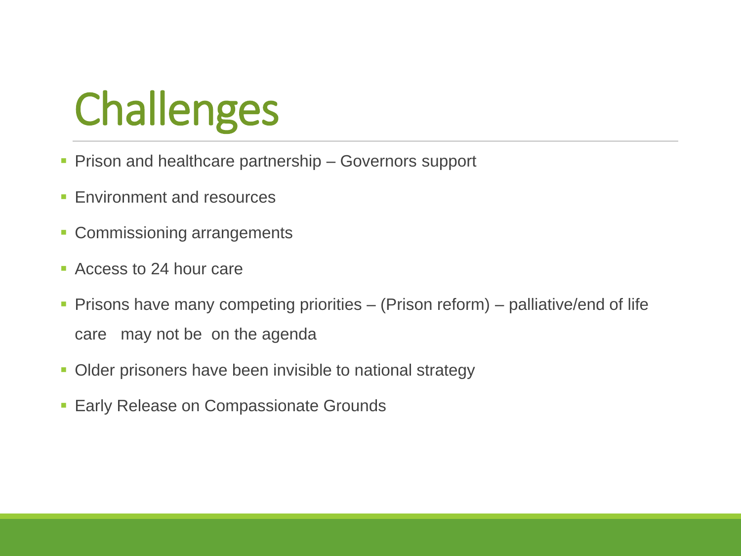# Challenges

- Prison and healthcare partnership – Governors support
- Environment and resources
- Commissioning arrangements
- Access to 24 hour care
- Prisons have many competing priorities – (Prison reform) – palliative/end of life care may not be on the agenda
- Older prisoners have been invisible to national strategy
- Early Release on Compassionate Grounds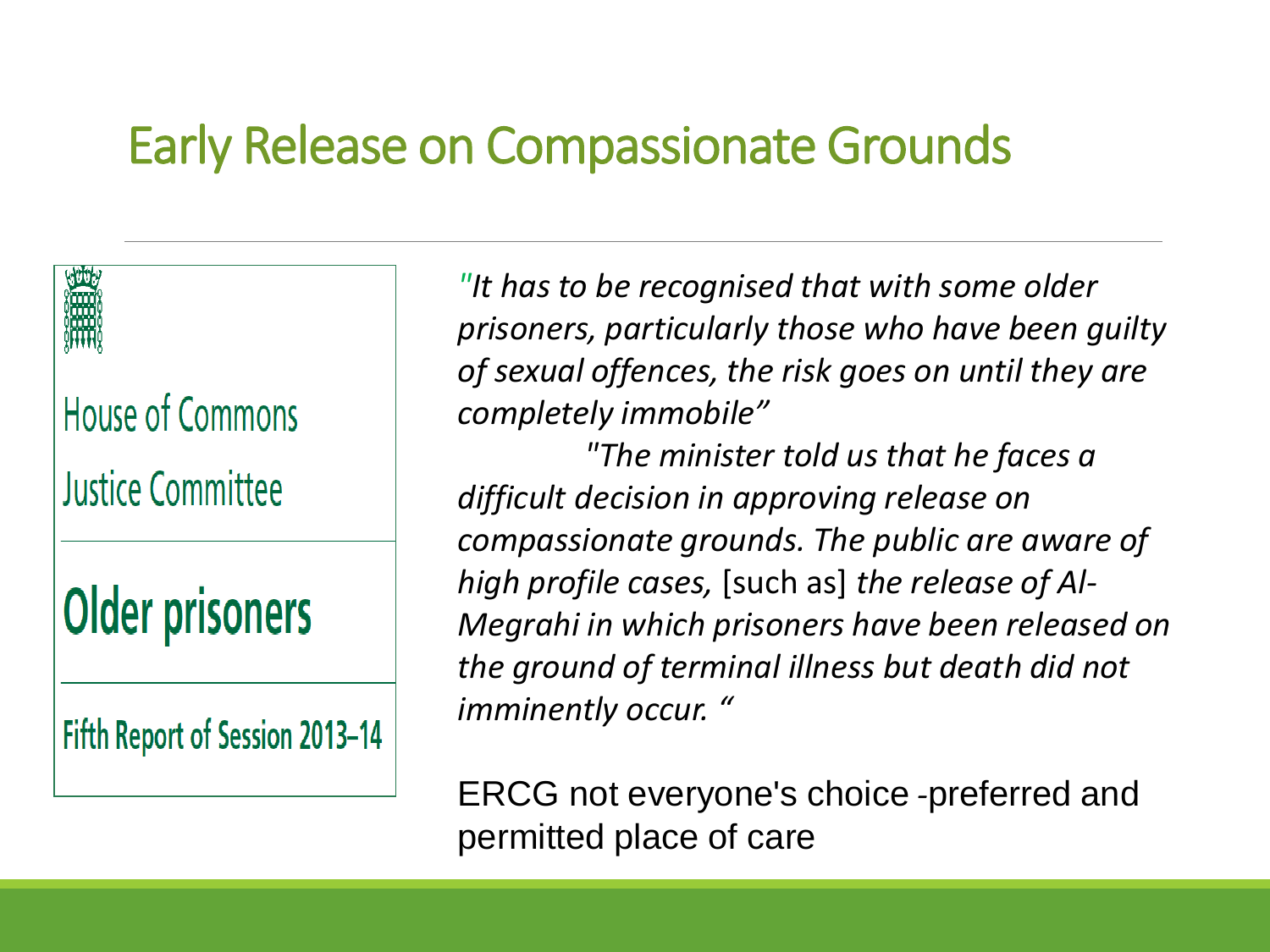# Early Release on Compassionate Grounds

House of Commons

Justice Committee

**Older prisoners**

**Fifth Report of Session 2013–14**

*"It has to be recognised that with some older prisoners, particularly those who have been guilty of sexual offences, the risk goes on until they are completely immobile"*

*"The minister told us that he faces a difficult decision in approving release on compassionate grounds. The public are aware of high profile cases,* [such as] *the release of Al-Megrahi in which prisoners have been released on the ground of terminal illness but death did not imminently occur. "*

ERCG not everyone's choice -preferred and permitted place of care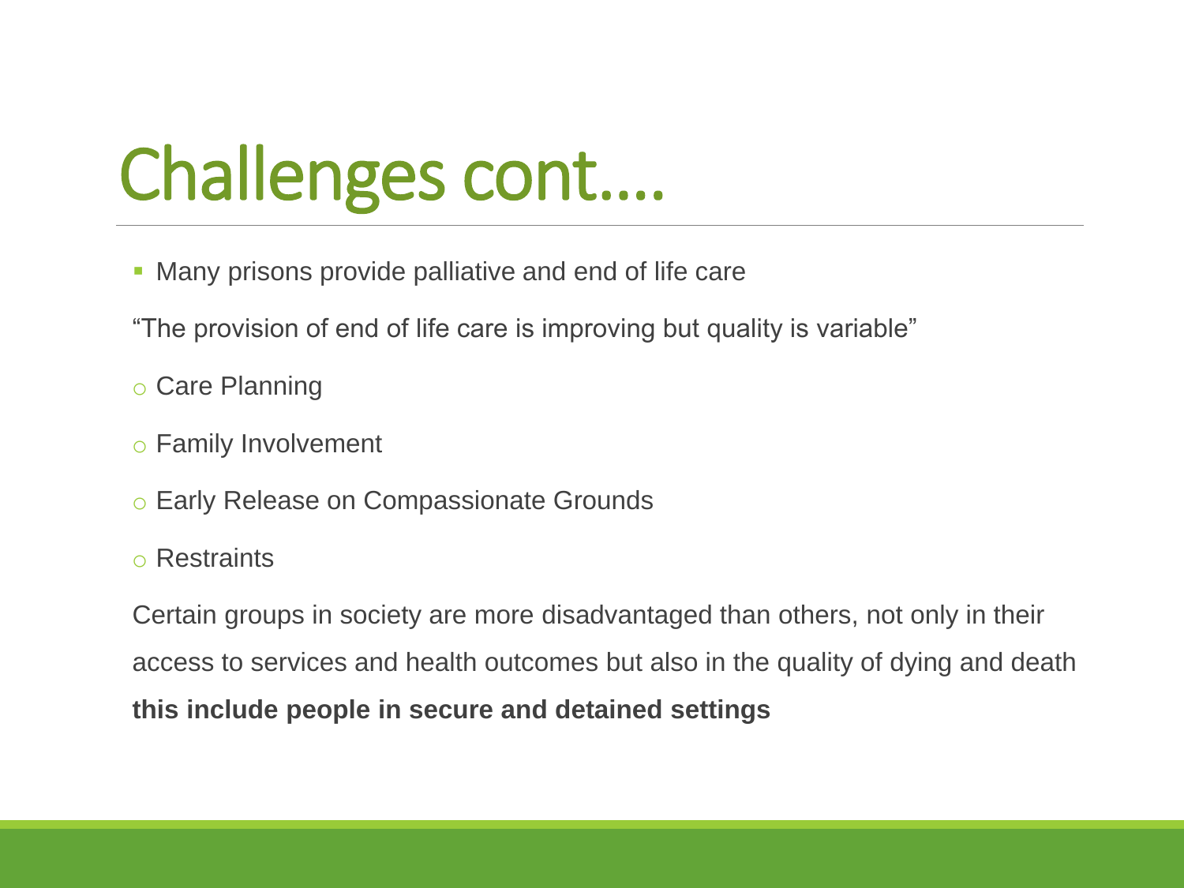# Challenges cont….

- Many prisons provide palliative and end of life care

"The provision of end of life care is improving but quality is variable"

- Care Planning
- Family Involvement
- Early Release on Compassionate Grounds
- Restraints

Certain groups in society are more disadvantaged than others, not only in their access to services and health outcomes but also in the quality of dying and death **this include people in secure and detained settings**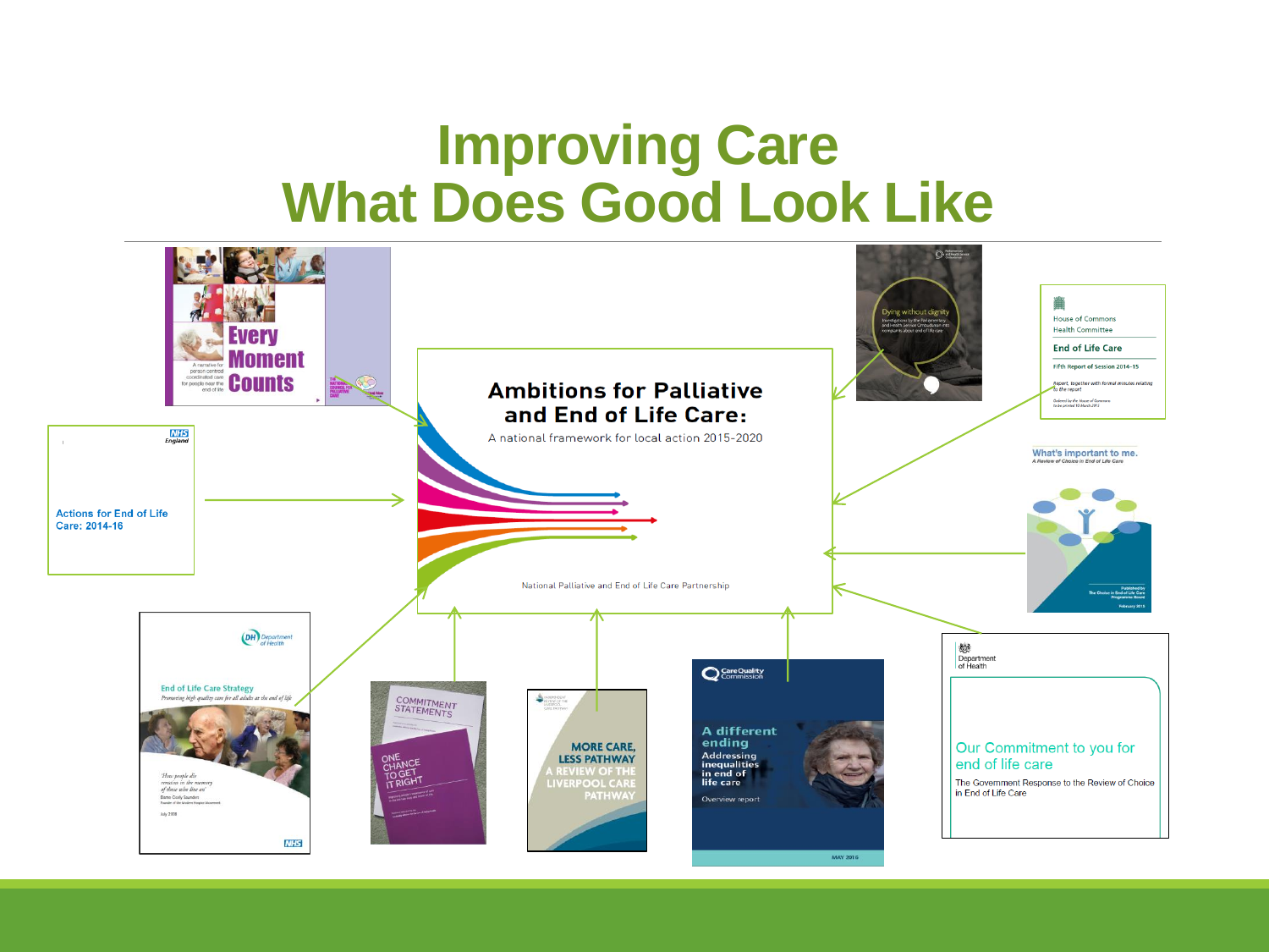# Improving Care
# What Does Good Look Like

**Ambitions for Palliative and End of Life Care:**
A national framework for local action 2015-2020

National Palliative and End of Life Care Partnership

Every Moment Counts
A narrative for person centred coordinated care for people near the end of life

NHS England
Actions for End of Life Care: 2014-16

Department of Health
End of Life Care Strategy
Promoting high quality care for all adults at the end of life

Commitment Statements

One Chance to Get it Right

More Care, Less Pathway
A Review of the Liverpool Care Pathway

Care Quality Commission
A different ending
Addressing inequalities in end of life care
Overview report
MAY 2016

Dying without dignity

House of Commons
Health Committee
End of Life Care
Fifth Report of Session 2014–15

What's important to me.
A Review of Choice in End of Life Care

Department of Health
Our Commitment to you for end of life care
The Government Response to the Review of Choice in End of Life Care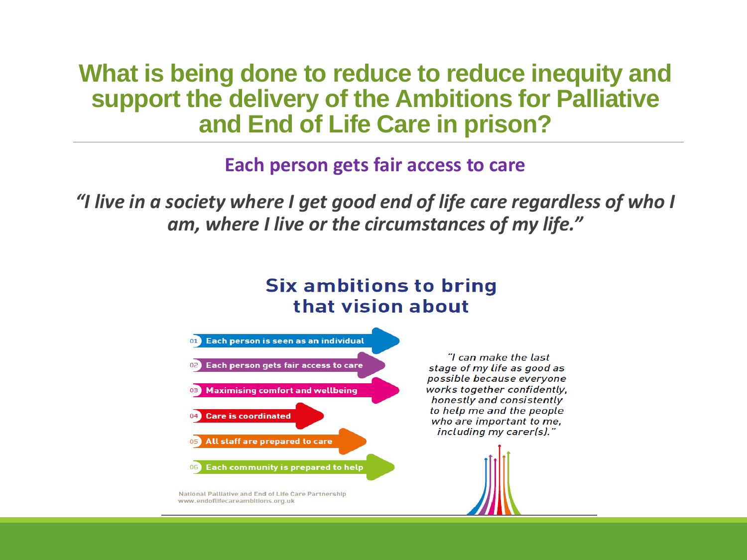# What is being done to reduce to reduce inequity and support the delivery of the Ambitions for Palliative and End of Life Care in prison?

## Each person gets fair access to care

*"I live in a society where I get good end of life care regardless of who I am, where I live or the circumstances of my life."*

### Six ambitions to bring that vision about

01 Each person is seen as an individual

02 Each person gets fair access to care

03 Maximising comfort and wellbeing

04 Care is coordinated

05 All staff are prepared to care

06 Each community is prepared to help

*"I can make the last stage of my life as good as possible because everyone works together confidently, honestly and consistently to help me and the people who are important to me, including my carer(s)."*

National Palliative and End of Life Care Partnership
www.endoflifecareambitions.org.uk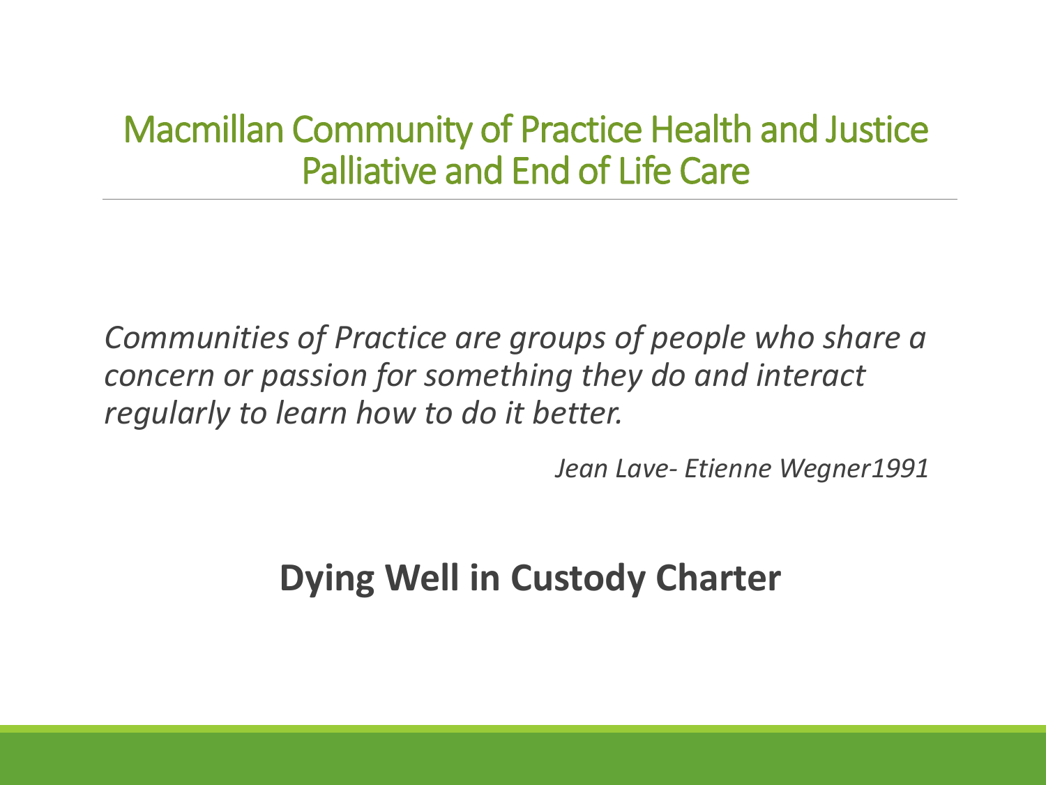# Macmillan Community of Practice Health and Justice Palliative and End of Life Care

*Communities of Practice are groups of people who share a concern or passion for something they do and interact regularly to learn how to do it better.*

*Jean Lave- Etienne Wegner1991*

**Dying Well in Custody Charter**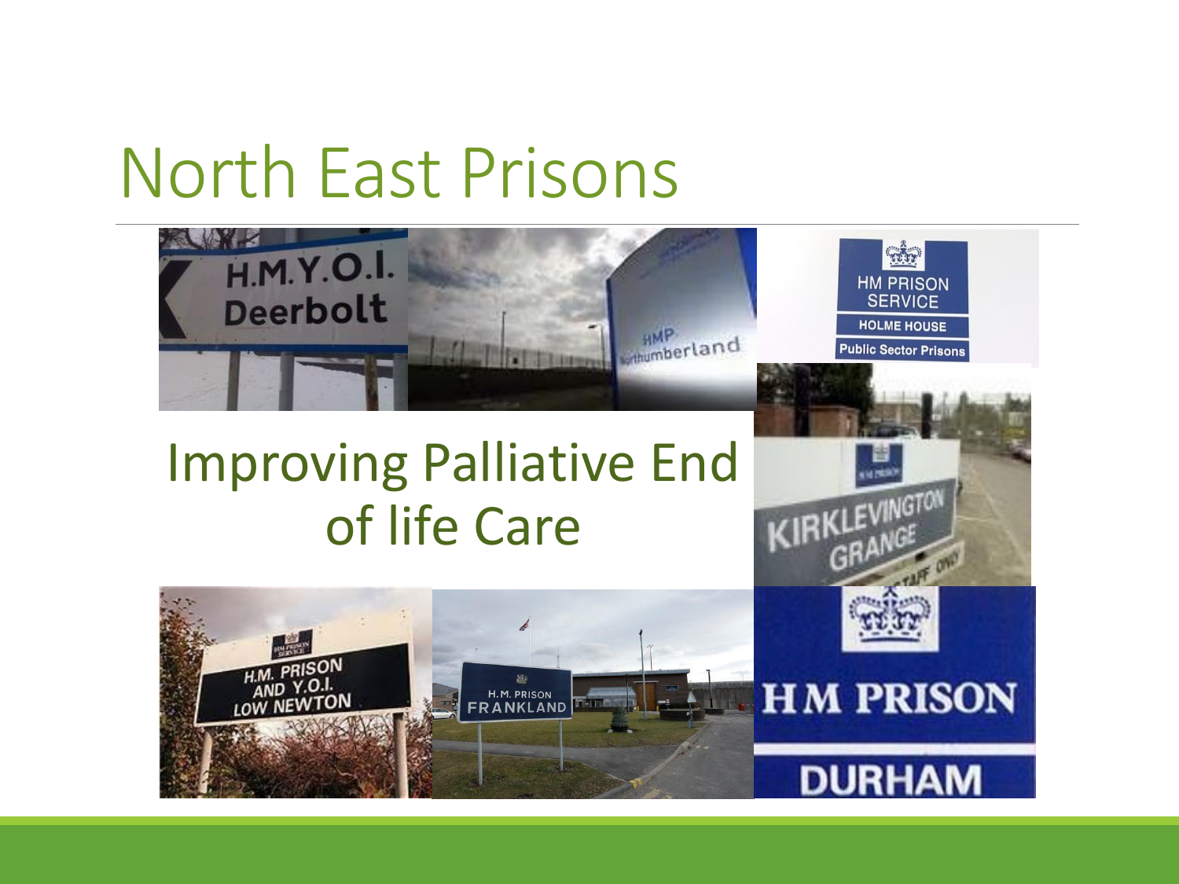# North East Prisons

## Improving Palliative End of life Care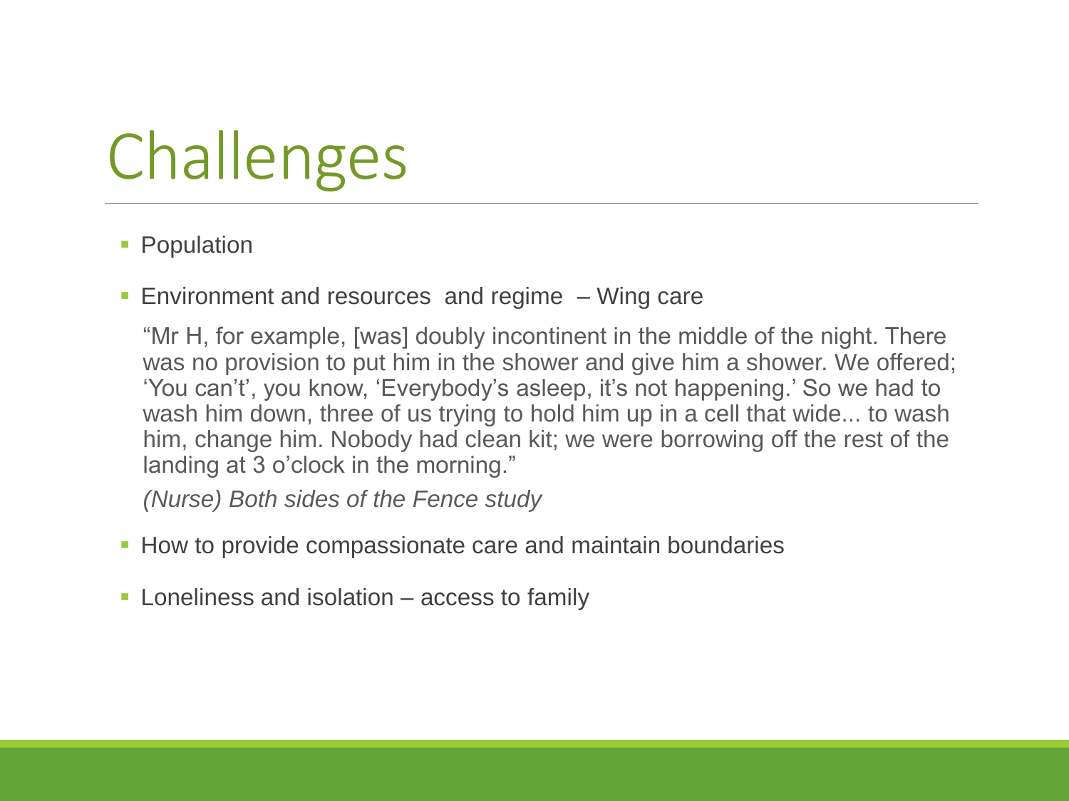# Challenges

- Population
- Environment and resources and regime – Wing care

  "Mr H, for example, [was] doubly incontinent in the middle of the night. There was no provision to put him in the shower and give him a shower. We offered; 'You can't', you know, 'Everybody's asleep, it's not happening.' So we had to wash him down, three of us trying to hold him up in a cell that wide... to wash him, change him. Nobody had clean kit; we were borrowing off the rest of the landing at 3 o'clock in the morning."

  *(Nurse) Both sides of the Fence study*

- How to provide compassionate care and maintain boundaries
- Loneliness and isolation – access to family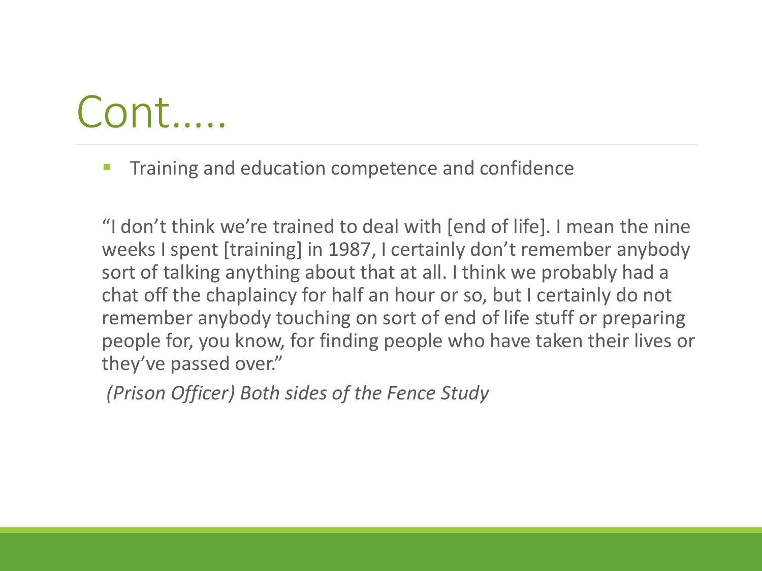# Cont.....

- Training and education competence and confidence

"I don't think we're trained to deal with [end of life]. I mean the nine weeks I spent [training] in 1987, I certainly don't remember anybody sort of talking anything about that at all. I think we probably had a chat off the chaplaincy for half an hour or so, but I certainly do not remember anybody touching on sort of end of life stuff or preparing people for, you know, for finding people who have taken their lives or they've passed over."

*(Prison Officer) Both sides of the Fence Study*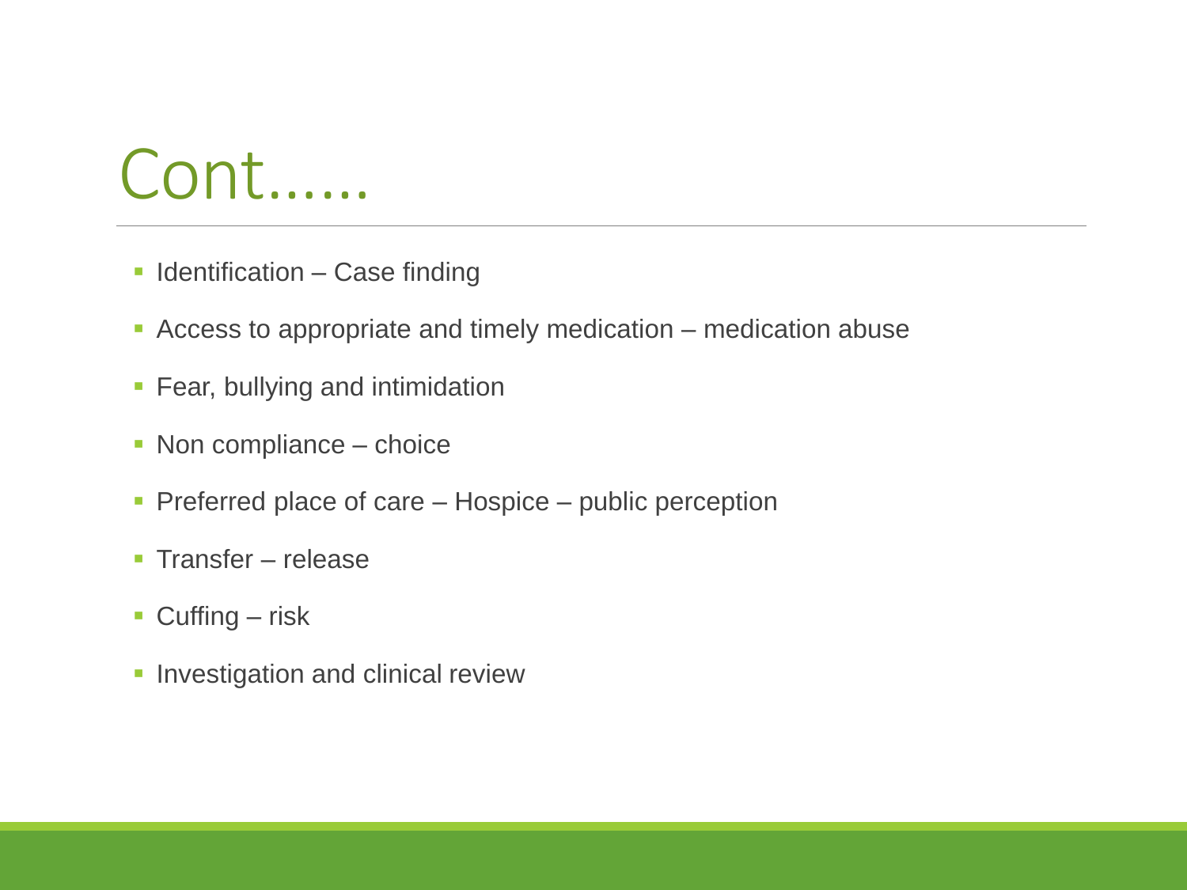# Cont……

- Identification – Case finding
- Access to appropriate and timely medication – medication abuse
- Fear, bullying and intimidation
- Non compliance – choice
- Preferred place of care – Hospice – public perception
- Transfer – release
- Cuffing – risk
- Investigation and clinical review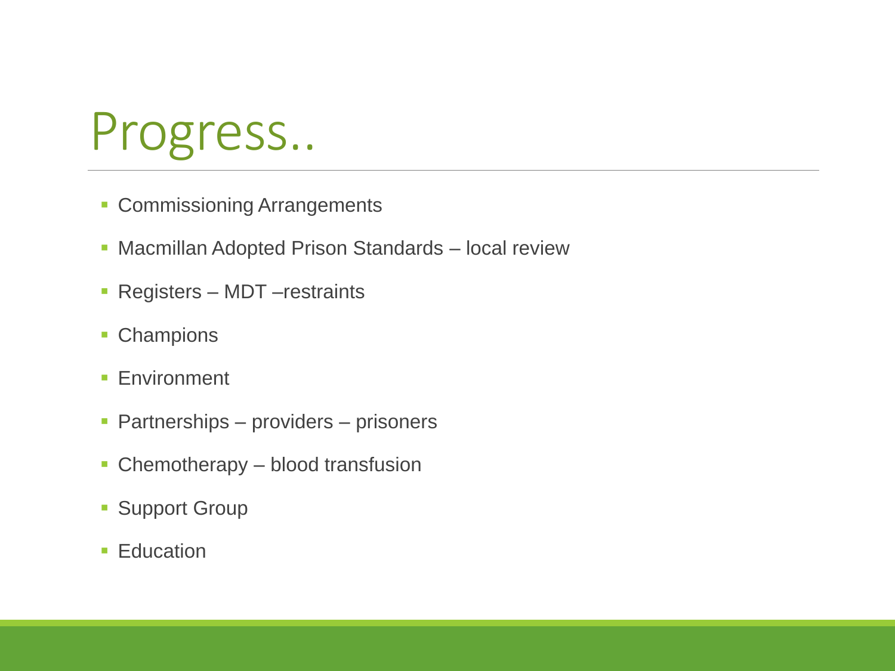# Progress..

- Commissioning Arrangements
- Macmillan Adopted Prison Standards – local review
- Registers – MDT –restraints
- Champions
- Environment
- Partnerships – providers – prisoners
- Chemotherapy – blood transfusion
- Support Group
- Education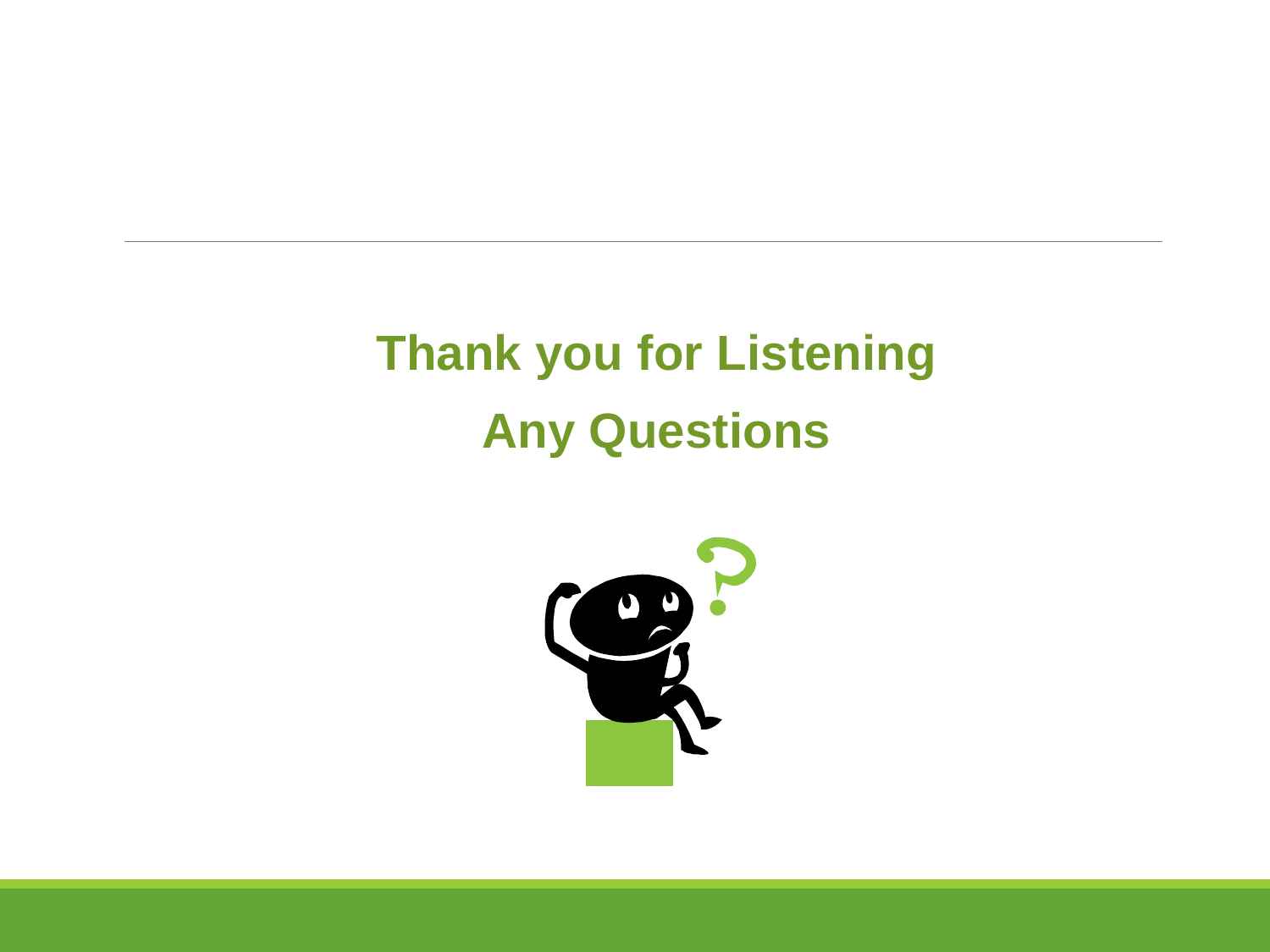**Thank you for Listening**

**Any Questions**